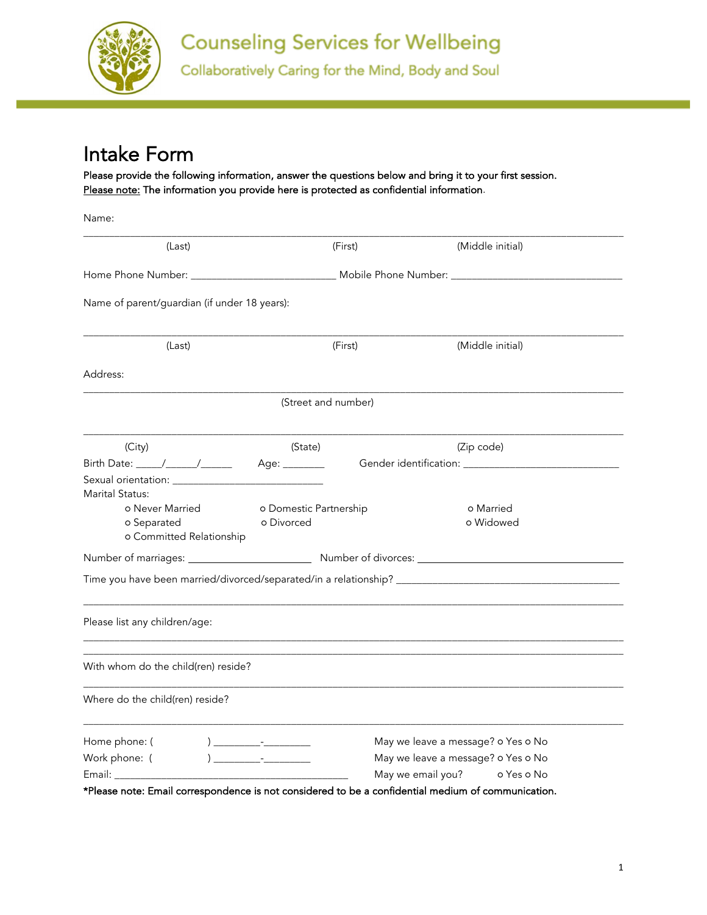# Counseling Services for Wellbeing

Collaboratively Caring for the Mind, Body and Soul

## Intake Form

**Please provide the following information, answer the questions below and bring it to your first session.**
**Please note:** The information you provide here is protected as confidential information.

Name:

_____________________________________________________________________________________

(Last) (First) (Middle initial)

Home Phone Number: ___________________________ Mobile Phone Number: ________________________________

Name of parent/guardian (if under 18 years):

_____________________________________________________________________________________

(Last) (First) (Middle initial)

Address:

_____________________________________________________________________________________

(Street and number)

_____________________________________________________________________________________

(City) (State) (Zip code)

Birth Date: _____/_____/______ Age: ________ Gender identification: _____________________________

Sexual orientation: ____________________________

Marital Status:

- o Never Married
- o Domestic Partnership
- o Married
- o Separated
- o Divorced
- o Widowed
- o Committed Relationship

Number of marriages: _______________________ Number of divorces: ________________________________________

Time you have been married/divorced/separated/in a relationship? __________________________________________

_____________________________________________________________________________________

Please list any children/age:

_____________________________________________________________________________________

_____________________________________________________________________________________

With whom do the child(ren) reside?

_____________________________________________________________________________________

Where do the child(ren) reside?

_____________________________________________________________________________________

Home phone: ( ) _________-_________ May we leave a message? o Yes o No

Work phone: ( ) _________-_________ May we leave a message? o Yes o No

Email: ______________________________________________ May we email you? o Yes o No

**\*Please note: Email correspondence is not considered to be a confidential medium of communication.**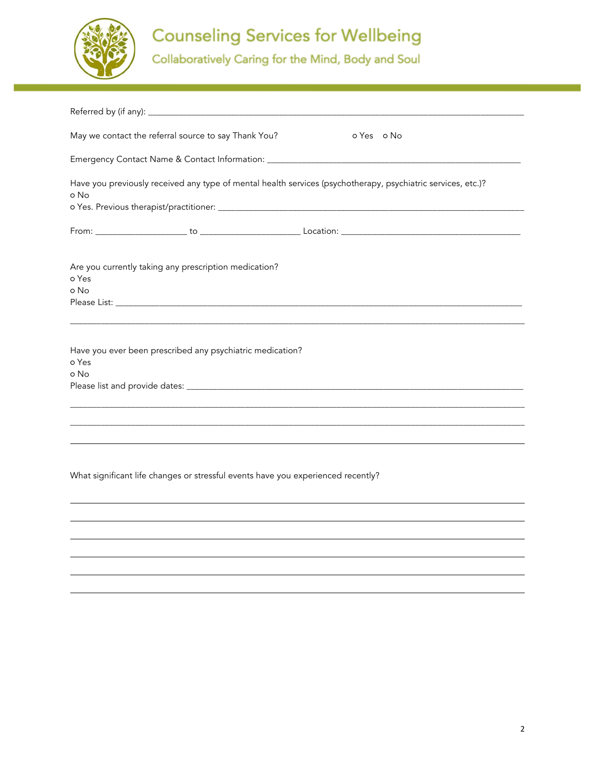# Counseling Services for Wellbeing

Collaboratively Caring for the Mind, Body and Soul

Referred by (if any): ______________________________________________________________________________

May we contact the referral source to say Thank You? o Yes o No

Emergency Contact Name & Contact Information: ________________________________________________________

Have you previously received any type of mental health services (psychotherapy, psychiatric services, etc.)?
o No
o Yes. Previous therapist/practitioner: __________________________________________________________________

From: ____________________ to ______________________ Location: _______________________________________

Are you currently taking any prescription medication?
o Yes
o No
Please List: ______________________________________________________________________________________

__________________________________________________________________________________________________

Have you ever been prescribed any psychiatric medication?
o Yes
o No
Please list and provide dates: ________________________________________________________________________

__________________________________________________________________________________________________

__________________________________________________________________________________________________

__________________________________________________________________________________________________

What significant life changes or stressful events have you experienced recently?

__________________________________________________________________________________________________

__________________________________________________________________________________________________

__________________________________________________________________________________________________

__________________________________________________________________________________________________

__________________________________________________________________________________________________

__________________________________________________________________________________________________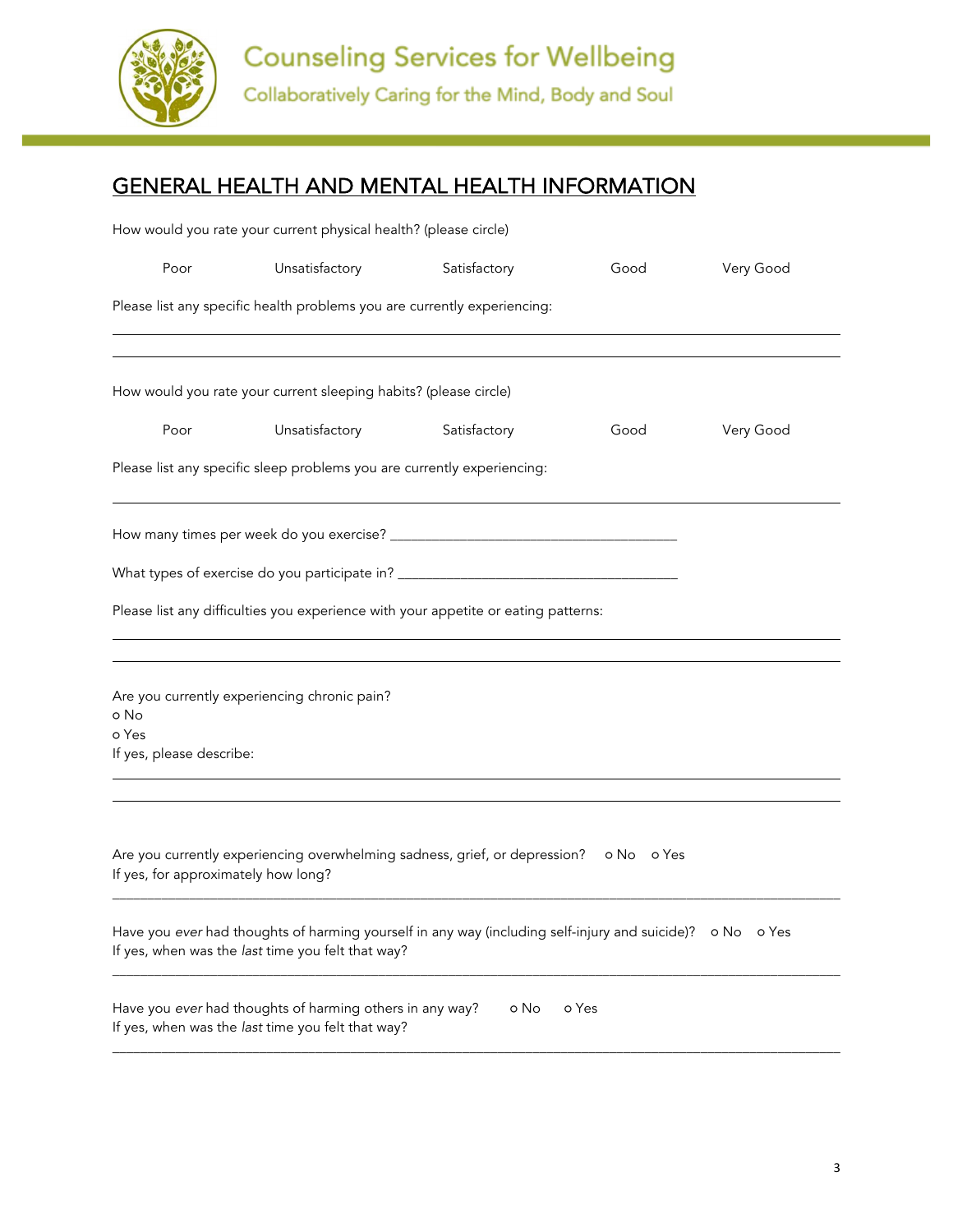# Counseling Services for Wellbeing

Collaboratively Caring for the Mind, Body and Soul

## GENERAL HEALTH AND MENTAL HEALTH INFORMATION

How would you rate your current physical health? (please circle)

Poor     Unsatisfactory     Satisfactory     Good     Very Good

Please list any specific health problems you are currently experiencing:

______________________________________________________________________________

______________________________________________________________________________

How would you rate your current sleeping habits? (please circle)

Poor     Unsatisfactory     Satisfactory     Good     Very Good

Please list any specific sleep problems you are currently experiencing:

______________________________________________________________________________

How many times per week do you exercise? ________________________________________

What types of exercise do you participate in? ______________________________________

Please list any difficulties you experience with your appetite or eating patterns:

______________________________________________________________________________

______________________________________________________________________________

Are you currently experiencing chronic pain?
o No
o Yes
If yes, please describe:

______________________________________________________________________________

______________________________________________________________________________

Are you currently experiencing overwhelming sadness, grief, or depression?   o No   o Yes
If yes, for approximately how long?

______________________________________________________________________________

Have you *ever* had thoughts of harming yourself in any way (including self-injury and suicide)?   o No   o Yes
If yes, when was the *last* time you felt that way?

______________________________________________________________________________

Have you *ever* had thoughts of harming others in any way?   o No   o Yes
If yes, when was the *last* time you felt that way?

______________________________________________________________________________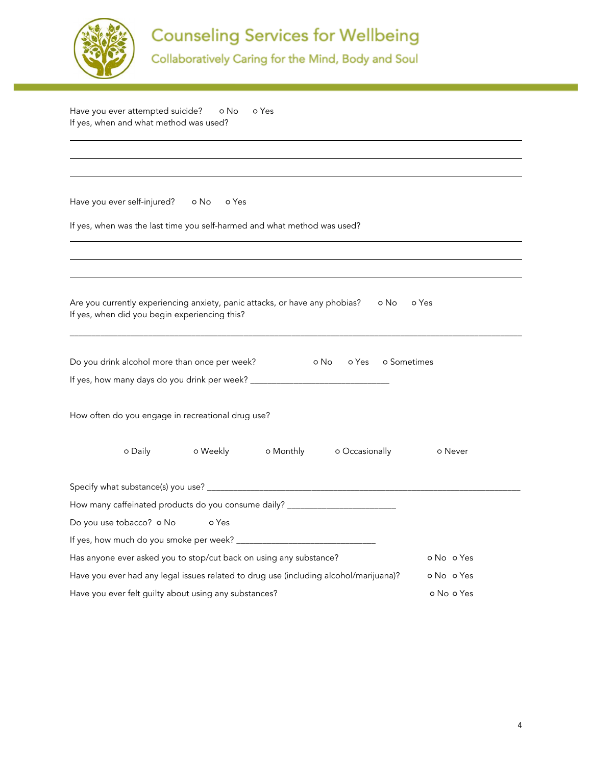# Counseling Services for Wellbeing

Collaboratively Caring for the Mind, Body and Soul

Have you ever attempted suicide? o No o Yes
If yes, when and what method was used?

______________________________________________________________________________

______________________________________________________________________________

______________________________________________________________________________

Have you ever self-injured? o No o Yes

If yes, when was the last time you self-harmed and what method was used?

______________________________________________________________________________

______________________________________________________________________________

______________________________________________________________________________

Are you currently experiencing anxiety, panic attacks, or have any phobias? o No o Yes
If yes, when did you begin experiencing this?

______________________________________________________________________________

Do you drink alcohol more than once per week? o No o Yes o Sometimes

If yes, how many days do you drink per week? ______________________________

How often do you engage in recreational drug use?

o Daily o Weekly o Monthly o Occasionally o Never

Specify what substance(s) you use? ____________________________________________

How many caffeinated products do you consume daily? ________________________

Do you use tobacco? o No o Yes

If yes, how much do you smoke per week? ______________________________

Has anyone ever asked you to stop/cut back on using any substance? o No o Yes

Have you ever had any legal issues related to drug use (including alcohol/marijuana)? o No o Yes

Have you ever felt guilty about using any substances? o No o Yes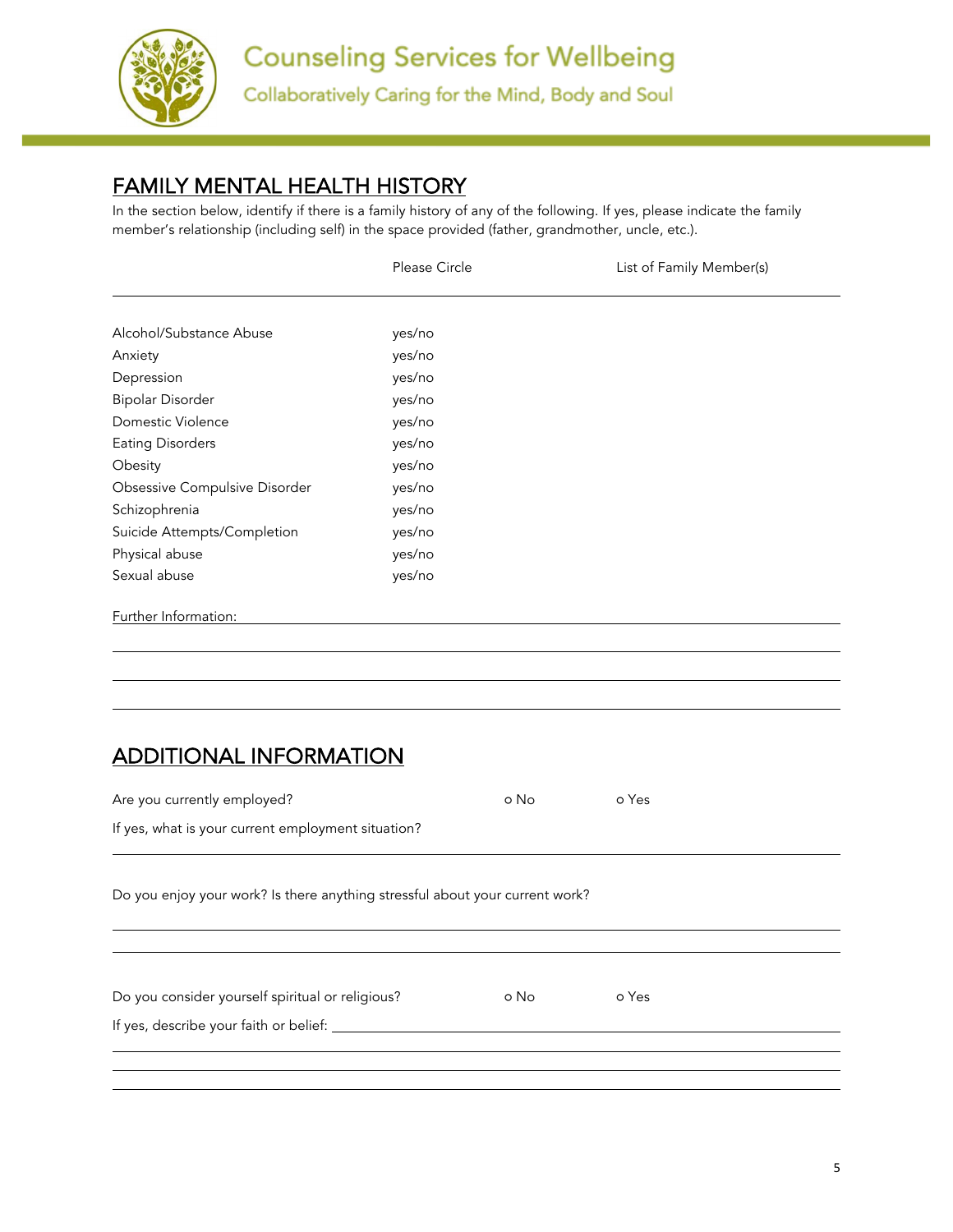Counseling Services for Wellbeing

Collaboratively Caring for the Mind, Body and Soul

## FAMILY MENTAL HEALTH HISTORY

In the section below, identify if there is a family history of any of the following. If yes, please indicate the family member's relationship (including self) in the space provided (father, grandmother, uncle, etc.).

| | Please Circle | List of Family Member(s) |
|---|---|---|
| Alcohol/Substance Abuse | yes/no | |
| Anxiety | yes/no | |
| Depression | yes/no | |
| Bipolar Disorder | yes/no | |
| Domestic Violence | yes/no | |
| Eating Disorders | yes/no | |
| Obesity | yes/no | |
| Obsessive Compulsive Disorder | yes/no | |
| Schizophrenia | yes/no | |
| Suicide Attempts/Completion | yes/no | |
| Physical abuse | yes/no | |
| Sexual abuse | yes/no | |

Further Information: ______________________________________________

______________________________________________

______________________________________________

______________________________________________

## ADDITIONAL INFORMATION

Are you currently employed? ○ No ○ Yes

If yes, what is your current employment situation?

______________________________________________

Do you enjoy your work? Is there anything stressful about your current work?

______________________________________________

______________________________________________

Do you consider yourself spiritual or religious? ○ No ○ Yes

If yes, describe your faith or belief: ______________________________________________

______________________________________________

______________________________________________

______________________________________________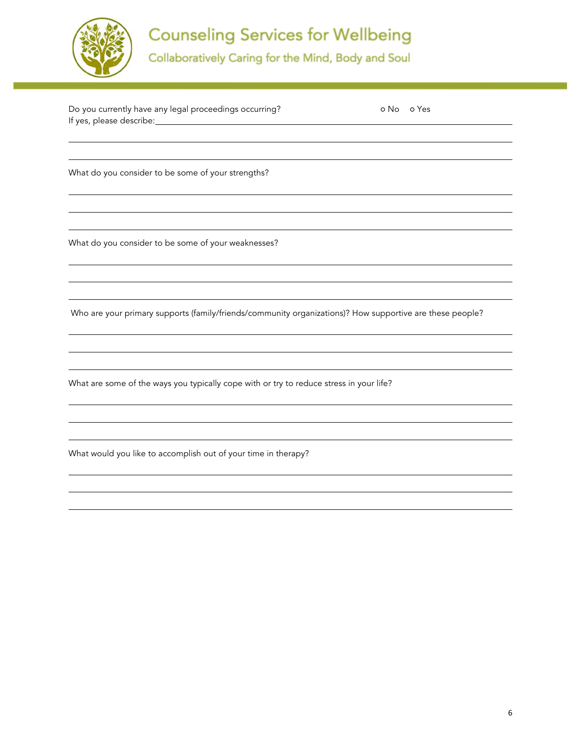Do you currently have any legal proceedings occurring? ○ No ○ Yes

If yes, please describe:\_\_\_\_\_\_\_\_\_\_\_\_\_\_\_\_\_\_\_\_\_\_\_\_\_\_\_\_\_\_\_\_\_\_\_\_\_\_\_\_\_\_\_\_\_\_\_\_\_\_\_\_\_\_\_\_\_\_\_\_\_\_\_\_\_

\_\_\_\_\_\_\_\_\_\_\_\_\_\_\_\_\_\_\_\_\_\_\_\_\_\_\_\_\_\_\_\_\_\_\_\_\_\_\_\_\_\_\_\_\_\_\_\_\_\_\_\_\_\_\_\_\_\_\_\_\_\_\_\_\_\_\_\_\_\_\_\_\_\_\_\_\_\_

\_\_\_\_\_\_\_\_\_\_\_\_\_\_\_\_\_\_\_\_\_\_\_\_\_\_\_\_\_\_\_\_\_\_\_\_\_\_\_\_\_\_\_\_\_\_\_\_\_\_\_\_\_\_\_\_\_\_\_\_\_\_\_\_\_\_\_\_\_\_\_\_\_\_\_\_\_\_

What do you consider to be some of your strengths?

\_\_\_\_\_\_\_\_\_\_\_\_\_\_\_\_\_\_\_\_\_\_\_\_\_\_\_\_\_\_\_\_\_\_\_\_\_\_\_\_\_\_\_\_\_\_\_\_\_\_\_\_\_\_\_\_\_\_\_\_\_\_\_\_\_\_\_\_\_\_\_\_\_\_\_\_\_\_

\_\_\_\_\_\_\_\_\_\_\_\_\_\_\_\_\_\_\_\_\_\_\_\_\_\_\_\_\_\_\_\_\_\_\_\_\_\_\_\_\_\_\_\_\_\_\_\_\_\_\_\_\_\_\_\_\_\_\_\_\_\_\_\_\_\_\_\_\_\_\_\_\_\_\_\_\_\_

\_\_\_\_\_\_\_\_\_\_\_\_\_\_\_\_\_\_\_\_\_\_\_\_\_\_\_\_\_\_\_\_\_\_\_\_\_\_\_\_\_\_\_\_\_\_\_\_\_\_\_\_\_\_\_\_\_\_\_\_\_\_\_\_\_\_\_\_\_\_\_\_\_\_\_\_\_\_

What do you consider to be some of your weaknesses?

\_\_\_\_\_\_\_\_\_\_\_\_\_\_\_\_\_\_\_\_\_\_\_\_\_\_\_\_\_\_\_\_\_\_\_\_\_\_\_\_\_\_\_\_\_\_\_\_\_\_\_\_\_\_\_\_\_\_\_\_\_\_\_\_\_\_\_\_\_\_\_\_\_\_\_\_\_\_

\_\_\_\_\_\_\_\_\_\_\_\_\_\_\_\_\_\_\_\_\_\_\_\_\_\_\_\_\_\_\_\_\_\_\_\_\_\_\_\_\_\_\_\_\_\_\_\_\_\_\_\_\_\_\_\_\_\_\_\_\_\_\_\_\_\_\_\_\_\_\_\_\_\_\_\_\_\_

\_\_\_\_\_\_\_\_\_\_\_\_\_\_\_\_\_\_\_\_\_\_\_\_\_\_\_\_\_\_\_\_\_\_\_\_\_\_\_\_\_\_\_\_\_\_\_\_\_\_\_\_\_\_\_\_\_\_\_\_\_\_\_\_\_\_\_\_\_\_\_\_\_\_\_\_\_\_

Who are your primary supports (family/friends/community organizations)? How supportive are these people?

\_\_\_\_\_\_\_\_\_\_\_\_\_\_\_\_\_\_\_\_\_\_\_\_\_\_\_\_\_\_\_\_\_\_\_\_\_\_\_\_\_\_\_\_\_\_\_\_\_\_\_\_\_\_\_\_\_\_\_\_\_\_\_\_\_\_\_\_\_\_\_\_\_\_\_\_\_\_

\_\_\_\_\_\_\_\_\_\_\_\_\_\_\_\_\_\_\_\_\_\_\_\_\_\_\_\_\_\_\_\_\_\_\_\_\_\_\_\_\_\_\_\_\_\_\_\_\_\_\_\_\_\_\_\_\_\_\_\_\_\_\_\_\_\_\_\_\_\_\_\_\_\_\_\_\_\_

\_\_\_\_\_\_\_\_\_\_\_\_\_\_\_\_\_\_\_\_\_\_\_\_\_\_\_\_\_\_\_\_\_\_\_\_\_\_\_\_\_\_\_\_\_\_\_\_\_\_\_\_\_\_\_\_\_\_\_\_\_\_\_\_\_\_\_\_\_\_\_\_\_\_\_\_\_\_

What are some of the ways you typically cope with or try to reduce stress in your life?

\_\_\_\_\_\_\_\_\_\_\_\_\_\_\_\_\_\_\_\_\_\_\_\_\_\_\_\_\_\_\_\_\_\_\_\_\_\_\_\_\_\_\_\_\_\_\_\_\_\_\_\_\_\_\_\_\_\_\_\_\_\_\_\_\_\_\_\_\_\_\_\_\_\_\_\_\_\_

\_\_\_\_\_\_\_\_\_\_\_\_\_\_\_\_\_\_\_\_\_\_\_\_\_\_\_\_\_\_\_\_\_\_\_\_\_\_\_\_\_\_\_\_\_\_\_\_\_\_\_\_\_\_\_\_\_\_\_\_\_\_\_\_\_\_\_\_\_\_\_\_\_\_\_\_\_\_

\_\_\_\_\_\_\_\_\_\_\_\_\_\_\_\_\_\_\_\_\_\_\_\_\_\_\_\_\_\_\_\_\_\_\_\_\_\_\_\_\_\_\_\_\_\_\_\_\_\_\_\_\_\_\_\_\_\_\_\_\_\_\_\_\_\_\_\_\_\_\_\_\_\_\_\_\_\_

What would you like to accomplish out of your time in therapy?

\_\_\_\_\_\_\_\_\_\_\_\_\_\_\_\_\_\_\_\_\_\_\_\_\_\_\_\_\_\_\_\_\_\_\_\_\_\_\_\_\_\_\_\_\_\_\_\_\_\_\_\_\_\_\_\_\_\_\_\_\_\_\_\_\_\_\_\_\_\_\_\_\_\_\_\_\_\_

\_\_\_\_\_\_\_\_\_\_\_\_\_\_\_\_\_\_\_\_\_\_\_\_\_\_\_\_\_\_\_\_\_\_\_\_\_\_\_\_\_\_\_\_\_\_\_\_\_\_\_\_\_\_\_\_\_\_\_\_\_\_\_\_\_\_\_\_\_\_\_\_\_\_\_\_\_\_

\_\_\_\_\_\_\_\_\_\_\_\_\_\_\_\_\_\_\_\_\_\_\_\_\_\_\_\_\_\_\_\_\_\_\_\_\_\_\_\_\_\_\_\_\_\_\_\_\_\_\_\_\_\_\_\_\_\_\_\_\_\_\_\_\_\_\_\_\_\_\_\_\_\_\_\_\_\_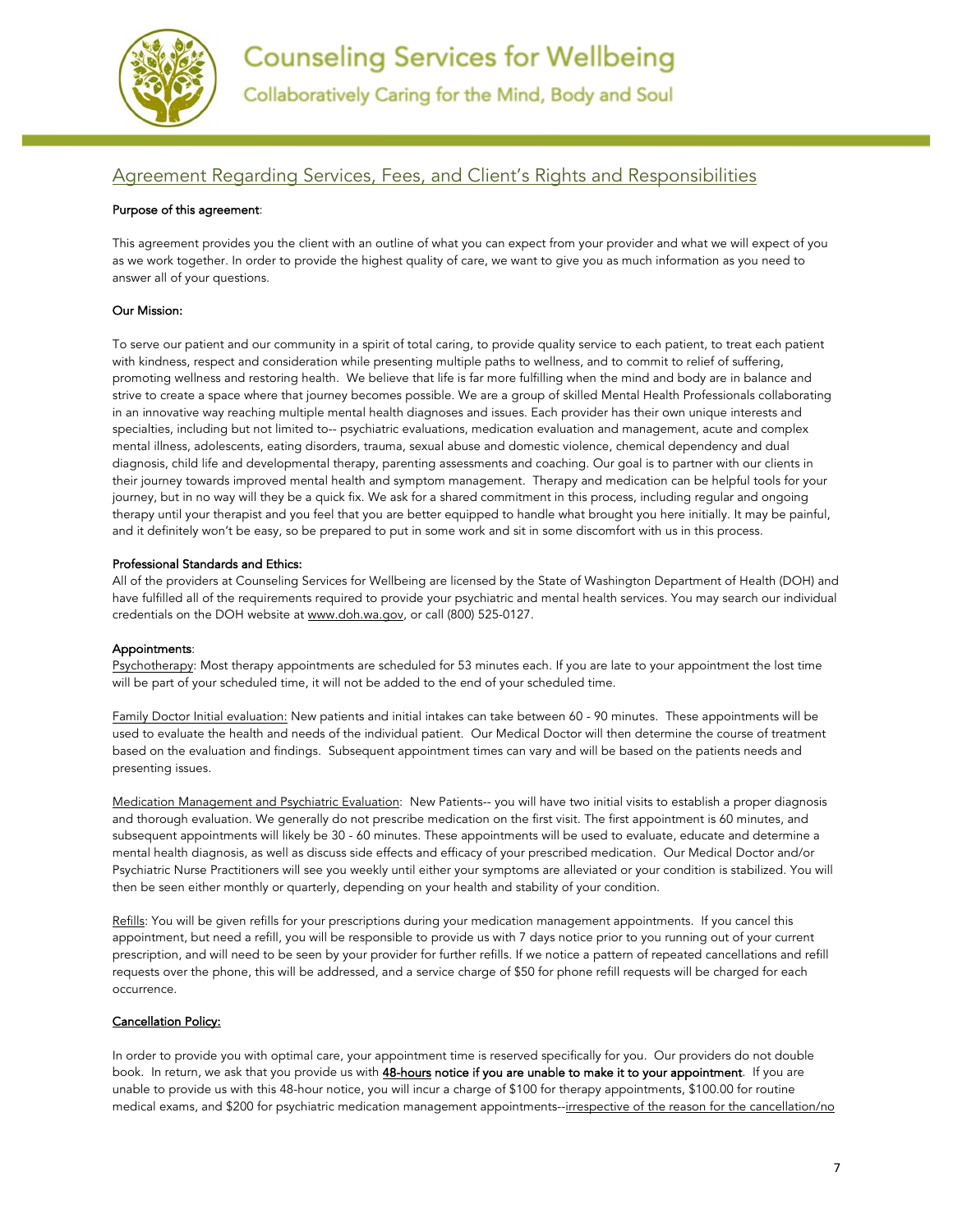# Counseling Services for Wellbeing

Collaboratively Caring for the Mind, Body and Soul

## Agreement Regarding Services, Fees, and Client's Rights and Responsibilities

**Purpose of this agreement**:

This agreement provides you the client with an outline of what you can expect from your provider and what we will expect of you as we work together. In order to provide the highest quality of care, we want to give you as much information as you need to answer all of your questions.

**Our Mission:**

To serve our patient and our community in a spirit of total caring, to provide quality service to each patient, to treat each patient with kindness, respect and consideration while presenting multiple paths to wellness, and to commit to relief of suffering, promoting wellness and restoring health. We believe that life is far more fulfilling when the mind and body are in balance and strive to create a space where that journey becomes possible. We are a group of skilled Mental Health Professionals collaborating in an innovative way reaching multiple mental health diagnoses and issues. Each provider has their own unique interests and specialties, including but not limited to-- psychiatric evaluations, medication evaluation and management, acute and complex mental illness, adolescents, eating disorders, trauma, sexual abuse and domestic violence, chemical dependency and dual diagnosis, child life and developmental therapy, parenting assessments and coaching. Our goal is to partner with our clients in their journey towards improved mental health and symptom management. Therapy and medication can be helpful tools for your journey, but in no way will they be a quick fix. We ask for a shared commitment in this process, including regular and ongoing therapy until your therapist and you feel that you are better equipped to handle what brought you here initially. It may be painful, and it definitely won't be easy, so be prepared to put in some work and sit in some discomfort with us in this process.

**Professional Standards and Ethics:**

All of the providers at Counseling Services for Wellbeing are licensed by the State of Washington Department of Health (DOH) and have fulfilled all of the requirements required to provide your psychiatric and mental health services. You may search our individual credentials on the DOH website at www.doh.wa.gov, or call (800) 525-0127.

**Appointments**:

Psychotherapy: Most therapy appointments are scheduled for 53 minutes each. If you are late to your appointment the lost time will be part of your scheduled time, it will not be added to the end of your scheduled time.

Family Doctor Initial evaluation: New patients and initial intakes can take between 60 - 90 minutes. These appointments will be used to evaluate the health and needs of the individual patient. Our Medical Doctor will then determine the course of treatment based on the evaluation and findings. Subsequent appointment times can vary and will be based on the patients needs and presenting issues.

Medication Management and Psychiatric Evaluation: New Patients-- you will have two initial visits to establish a proper diagnosis and thorough evaluation. We generally do not prescribe medication on the first visit. The first appointment is 60 minutes, and subsequent appointments will likely be 30 - 60 minutes. These appointments will be used to evaluate, educate and determine a mental health diagnosis, as well as discuss side effects and efficacy of your prescribed medication. Our Medical Doctor and/or Psychiatric Nurse Practitioners will see you weekly until either your symptoms are alleviated or your condition is stabilized. You will then be seen either monthly or quarterly, depending on your health and stability of your condition.

Refills: You will be given refills for your prescriptions during your medication management appointments. If you cancel this appointment, but need a refill, you will be responsible to provide us with 7 days notice prior to you running out of your current prescription, and will need to be seen by your provider for further refills. If we notice a pattern of repeated cancellations and refill requests over the phone, this will be addressed, and a service charge of $50 for phone refill requests will be charged for each occurrence.

**Cancellation Policy:**

In order to provide you with optimal care, your appointment time is reserved specifically for you. Our providers do not double book. In return, we ask that you provide us with **48-hours notice if you are unable to make it to your appointment**. If you are unable to provide us with this 48-hour notice, you will incur a charge of $100 for therapy appointments, $100.00 for routine medical exams, and $200 for psychiatric medication management appointments--irrespective of the reason for the cancellation/no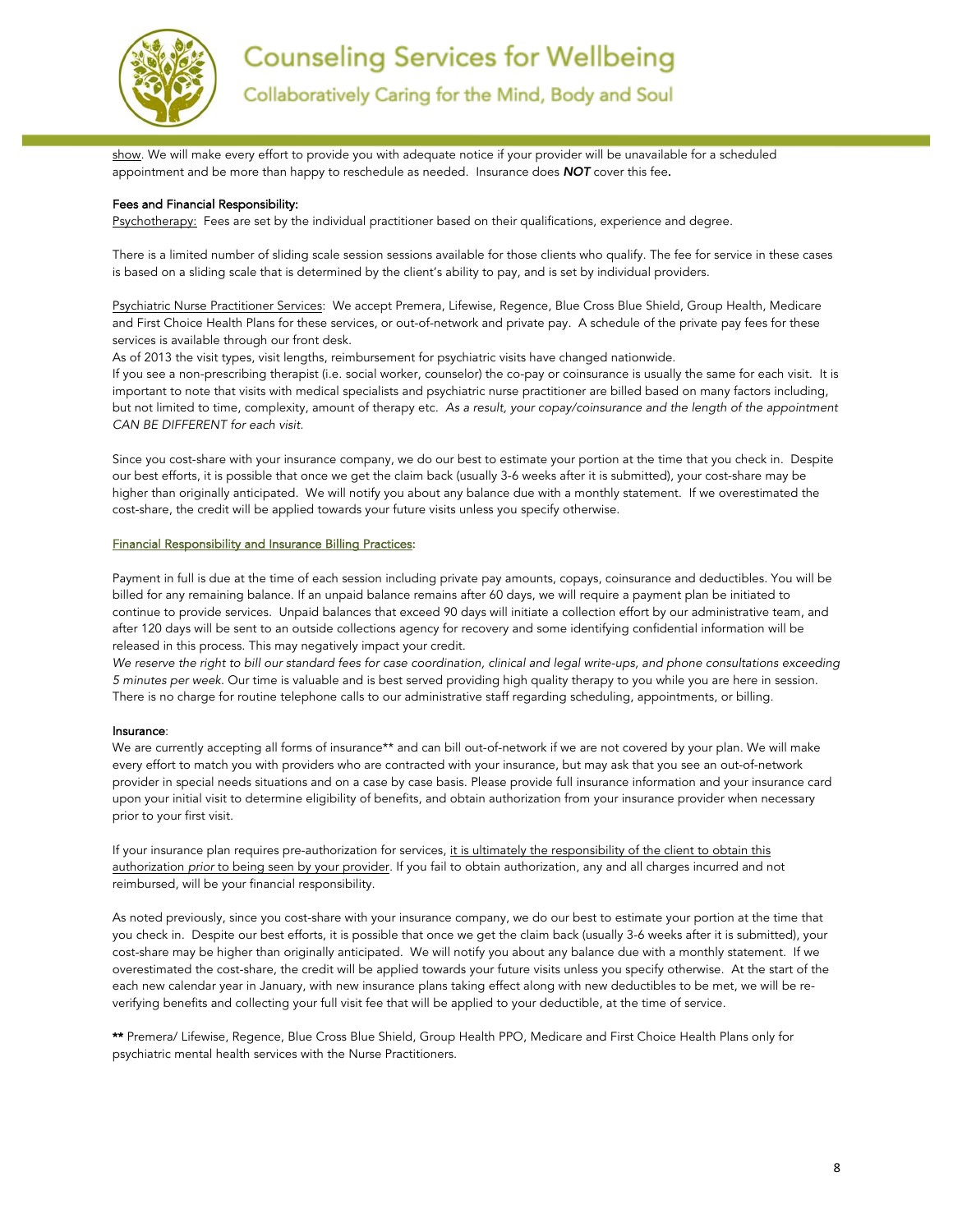show. We will make every effort to provide you with adequate notice if your provider will be unavailable for a scheduled appointment and be more than happy to reschedule as needed. Insurance does ***NOT*** cover this fee.

**Fees and Financial Responsibility:**

Psychotherapy: Fees are set by the individual practitioner based on their qualifications, experience and degree.

There is a limited number of sliding scale session sessions available for those clients who qualify. The fee for service in these cases is based on a sliding scale that is determined by the client's ability to pay, and is set by individual providers.

Psychiatric Nurse Practitioner Services: We accept Premera, Lifewise, Regence, Blue Cross Blue Shield, Group Health, Medicare and First Choice Health Plans for these services, or out-of-network and private pay. A schedule of the private pay fees for these services is available through our front desk.

As of 2013 the visit types, visit lengths, reimbursement for psychiatric visits have changed nationwide.

If you see a non-prescribing therapist (i.e. social worker, counselor) the co-pay or coinsurance is usually the same for each visit. It is important to note that visits with medical specialists and psychiatric nurse practitioner are billed based on many factors including, but not limited to time, complexity, amount of therapy etc. *As a result, your copay/coinsurance and the length of the appointment CAN BE DIFFERENT for each visit.*

Since you cost-share with your insurance company, we do our best to estimate your portion at the time that you check in. Despite our best efforts, it is possible that once we get the claim back (usually 3-6 weeks after it is submitted), your cost-share may be higher than originally anticipated. We will notify you about any balance due with a monthly statement. If we overestimated the cost-share, the credit will be applied towards your future visits unless you specify otherwise.

**Financial Responsibility and Insurance Billing Practices:**

Payment in full is due at the time of each session including private pay amounts, copays, coinsurance and deductibles. You will be billed for any remaining balance. If an unpaid balance remains after 60 days, we will require a payment plan be initiated to continue to provide services. Unpaid balances that exceed 90 days will initiate a collection effort by our administrative team, and after 120 days will be sent to an outside collections agency for recovery and some identifying confidential information will be released in this process. This may negatively impact your credit.

*We reserve the right to bill our standard fees for case coordination, clinical and legal write-ups, and phone consultations exceeding 5 minutes per week.* Our time is valuable and is best served providing high quality therapy to you while you are here in session. There is no charge for routine telephone calls to our administrative staff regarding scheduling, appointments, or billing.

**Insurance:**

We are currently accepting all forms of insurance** and can bill out-of-network if we are not covered by your plan. We will make every effort to match you with providers who are contracted with your insurance, but may ask that you see an out-of-network provider in special needs situations and on a case by case basis. Please provide full insurance information and your insurance card upon your initial visit to determine eligibility of benefits, and obtain authorization from your insurance provider when necessary prior to your first visit.

If your insurance plan requires pre-authorization for services, it is ultimately the responsibility of the client to obtain this authorization *prior* to being seen by your provider. If you fail to obtain authorization, any and all charges incurred and not reimbursed, will be your financial responsibility.

As noted previously, since you cost-share with your insurance company, we do our best to estimate your portion at the time that you check in. Despite our best efforts, it is possible that once we get the claim back (usually 3-6 weeks after it is submitted), your cost-share may be higher than originally anticipated. We will notify you about any balance due with a monthly statement. If we overestimated the cost-share, the credit will be applied towards your future visits unless you specify otherwise. At the start of the each new calendar year in January, with new insurance plans taking effect along with new deductibles to be met, we will be re-verifying benefits and collecting your full visit fee that will be applied to your deductible, at the time of service.

**\*\*** Premera/ Lifewise, Regence, Blue Cross Blue Shield, Group Health PPO, Medicare and First Choice Health Plans only for psychiatric mental health services with the Nurse Practitioners.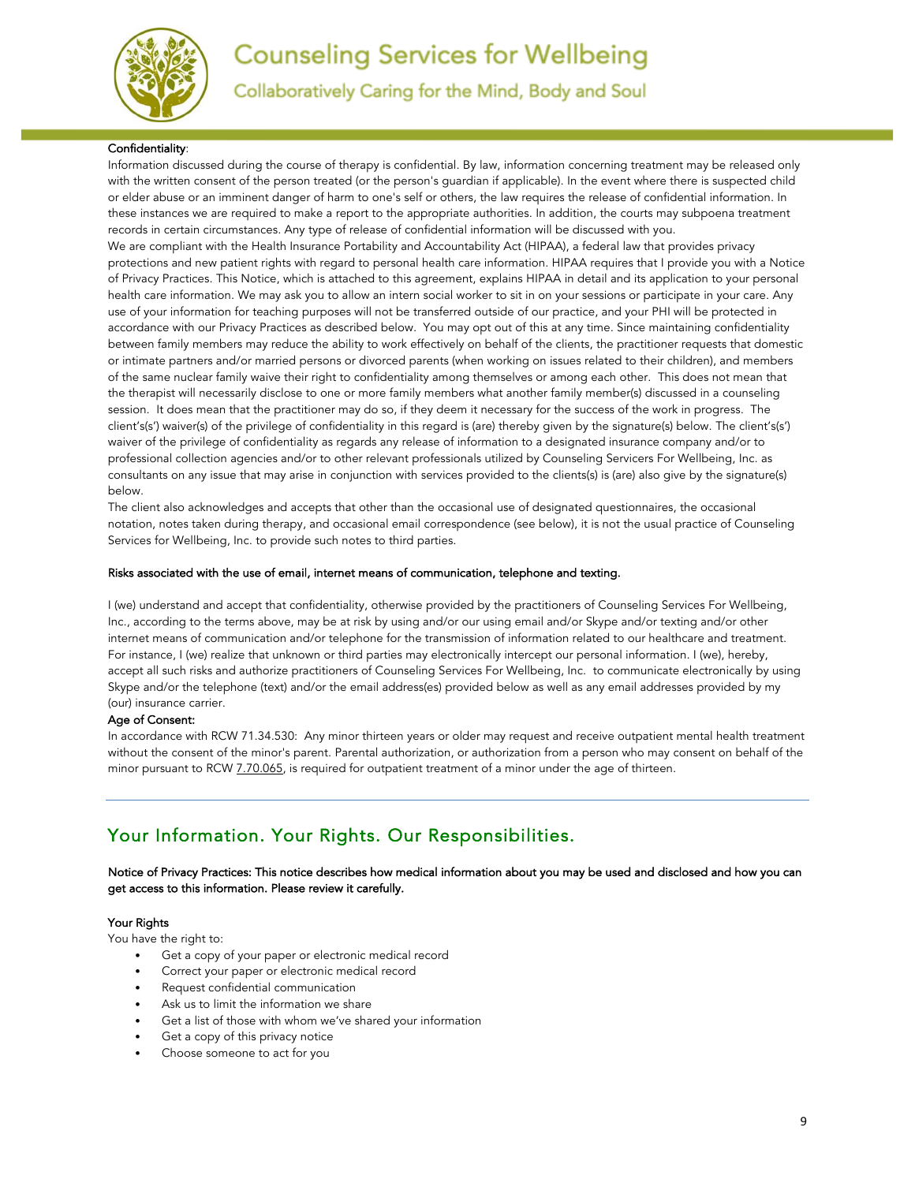**Confidentiality**:

Information discussed during the course of therapy is confidential. By law, information concerning treatment may be released only with the written consent of the person treated (or the person's guardian if applicable). In the event where there is suspected child or elder abuse or an imminent danger of harm to one's self or others, the law requires the release of confidential information. In these instances we are required to make a report to the appropriate authorities. In addition, the courts may subpoena treatment records in certain circumstances. Any type of release of confidential information will be discussed with you.

We are compliant with the Health Insurance Portability and Accountability Act (HIPAA), a federal law that provides privacy protections and new patient rights with regard to personal health care information. HIPAA requires that I provide you with a Notice of Privacy Practices. This Notice, which is attached to this agreement, explains HIPAA in detail and its application to your personal health care information. We may ask you to allow an intern social worker to sit in on your sessions or participate in your care. Any use of your information for teaching purposes will not be transferred outside of our practice, and your PHI will be protected in accordance with our Privacy Practices as described below. You may opt out of this at any time. Since maintaining confidentiality between family members may reduce the ability to work effectively on behalf of the clients, the practitioner requests that domestic or intimate partners and/or married persons or divorced parents (when working on issues related to their children), and members of the same nuclear family waive their right to confidentiality among themselves or among each other. This does not mean that the therapist will necessarily disclose to one or more family members what another family member(s) discussed in a counseling session. It does mean that the practitioner may do so, if they deem it necessary for the success of the work in progress. The client's(s') waiver(s) of the privilege of confidentiality in this regard is (are) thereby given by the signature(s) below. The client's(s') waiver of the privilege of confidentiality as regards any release of information to a designated insurance company and/or to professional collection agencies and/or to other relevant professionals utilized by Counseling Servicers For Wellbeing, Inc. as consultants on any issue that may arise in conjunction with services provided to the clients(s) is (are) also give by the signature(s) below.

The client also acknowledges and accepts that other than the occasional use of designated questionnaires, the occasional notation, notes taken during therapy, and occasional email correspondence (see below), it is not the usual practice of Counseling Services for Wellbeing, Inc. to provide such notes to third parties.

**Risks associated with the use of email, internet means of communication, telephone and texting.**

I (we) understand and accept that confidentiality, otherwise provided by the practitioners of Counseling Services For Wellbeing, Inc., according to the terms above, may be at risk by using and/or our using email and/or Skype and/or texting and/or other internet means of communication and/or telephone for the transmission of information related to our healthcare and treatment. For instance, I (we) realize that unknown or third parties may electronically intercept our personal information. I (we), hereby, accept all such risks and authorize practitioners of Counseling Services For Wellbeing, Inc. to communicate electronically by using Skype and/or the telephone (text) and/or the email address(es) provided below as well as any email addresses provided by my (our) insurance carrier.

**Age of Consent:**

In accordance with RCW 71.34.530: Any minor thirteen years or older may request and receive outpatient mental health treatment without the consent of the minor's parent. Parental authorization, or authorization from a person who may consent on behalf of the minor pursuant to RCW 7.70.065, is required for outpatient treatment of a minor under the age of thirteen.

---

## Your Information. Your Rights. Our Responsibilities.

**Notice of Privacy Practices: This notice describes how medical information about you may be used and disclosed and how you can get access to this information. Please review it carefully.**

**Your Rights**

You have the right to:

- Get a copy of your paper or electronic medical record
- Correct your paper or electronic medical record
- Request confidential communication
- Ask us to limit the information we share
- Get a list of those with whom we've shared your information
- Get a copy of this privacy notice
- Choose someone to act for you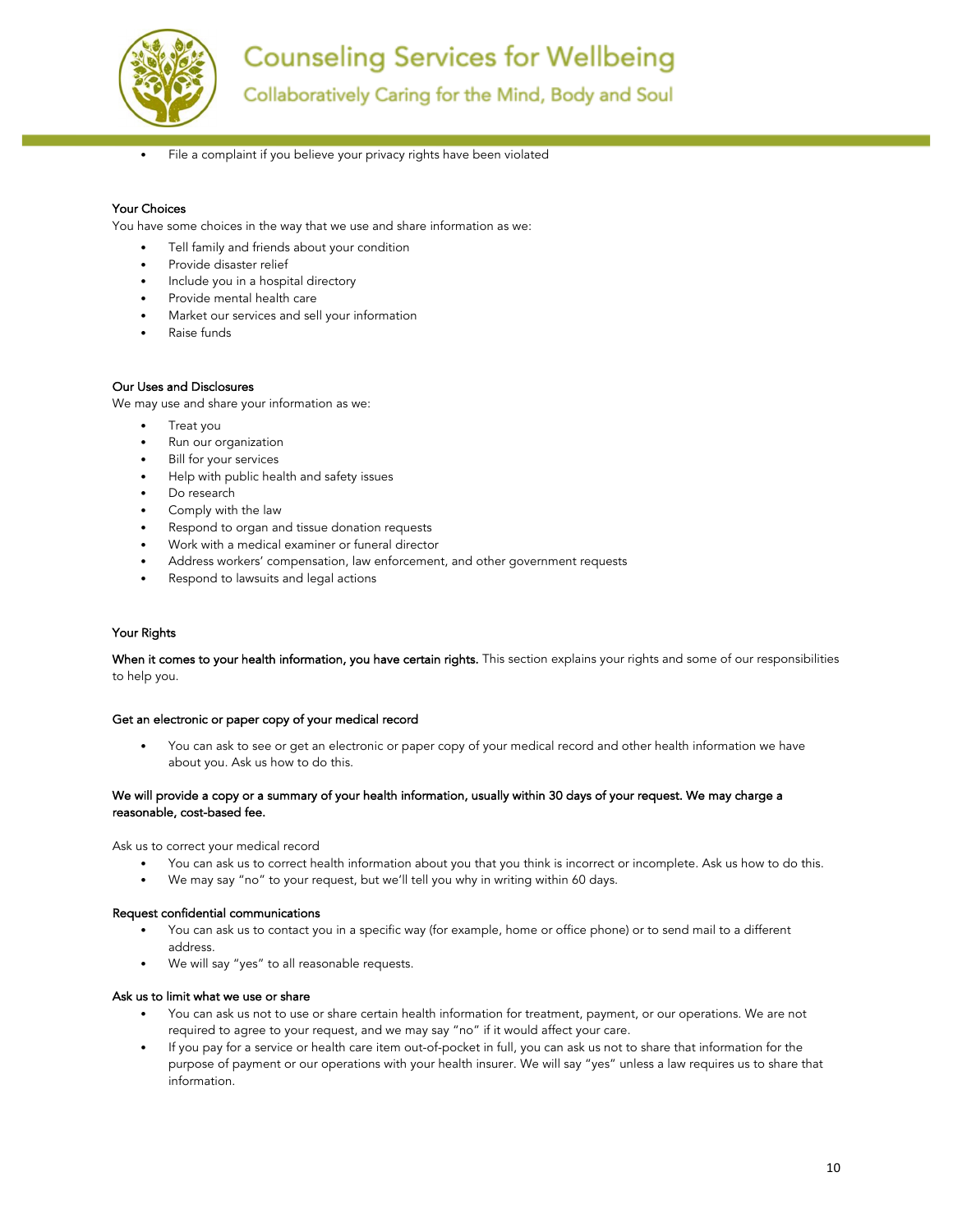- File a complaint if you believe your privacy rights have been violated

### Your Choices

You have some choices in the way that we use and share information as we:

- Tell family and friends about your condition
- Provide disaster relief
- Include you in a hospital directory
- Provide mental health care
- Market our services and sell your information
- Raise funds

### Our Uses and Disclosures

We may use and share your information as we:

- Treat you
- Run our organization
- Bill for your services
- Help with public health and safety issues
- Do research
- Comply with the law
- Respond to organ and tissue donation requests
- Work with a medical examiner or funeral director
- Address workers' compensation, law enforcement, and other government requests
- Respond to lawsuits and legal actions

### Your Rights

**When it comes to your health information, you have certain rights.** This section explains your rights and some of our responsibilities to help you.

#### Get an electronic or paper copy of your medical record

- You can ask to see or get an electronic or paper copy of your medical record and other health information we have about you. Ask us how to do this.

**We will provide a copy or a summary of your health information, usually within 30 days of your request. We may charge a reasonable, cost-based fee.**

Ask us to correct your medical record

- You can ask us to correct health information about you that you think is incorrect or incomplete. Ask us how to do this.
- We may say "no" to your request, but we'll tell you why in writing within 60 days.

#### Request confidential communications

- You can ask us to contact you in a specific way (for example, home or office phone) or to send mail to a different address.
- We will say "yes" to all reasonable requests.

#### Ask us to limit what we use or share

- You can ask us not to use or share certain health information for treatment, payment, or our operations. We are not required to agree to your request, and we may say "no" if it would affect your care.
- If you pay for a service or health care item out-of-pocket in full, you can ask us not to share that information for the purpose of payment or our operations with your health insurer. We will say "yes" unless a law requires us to share that information.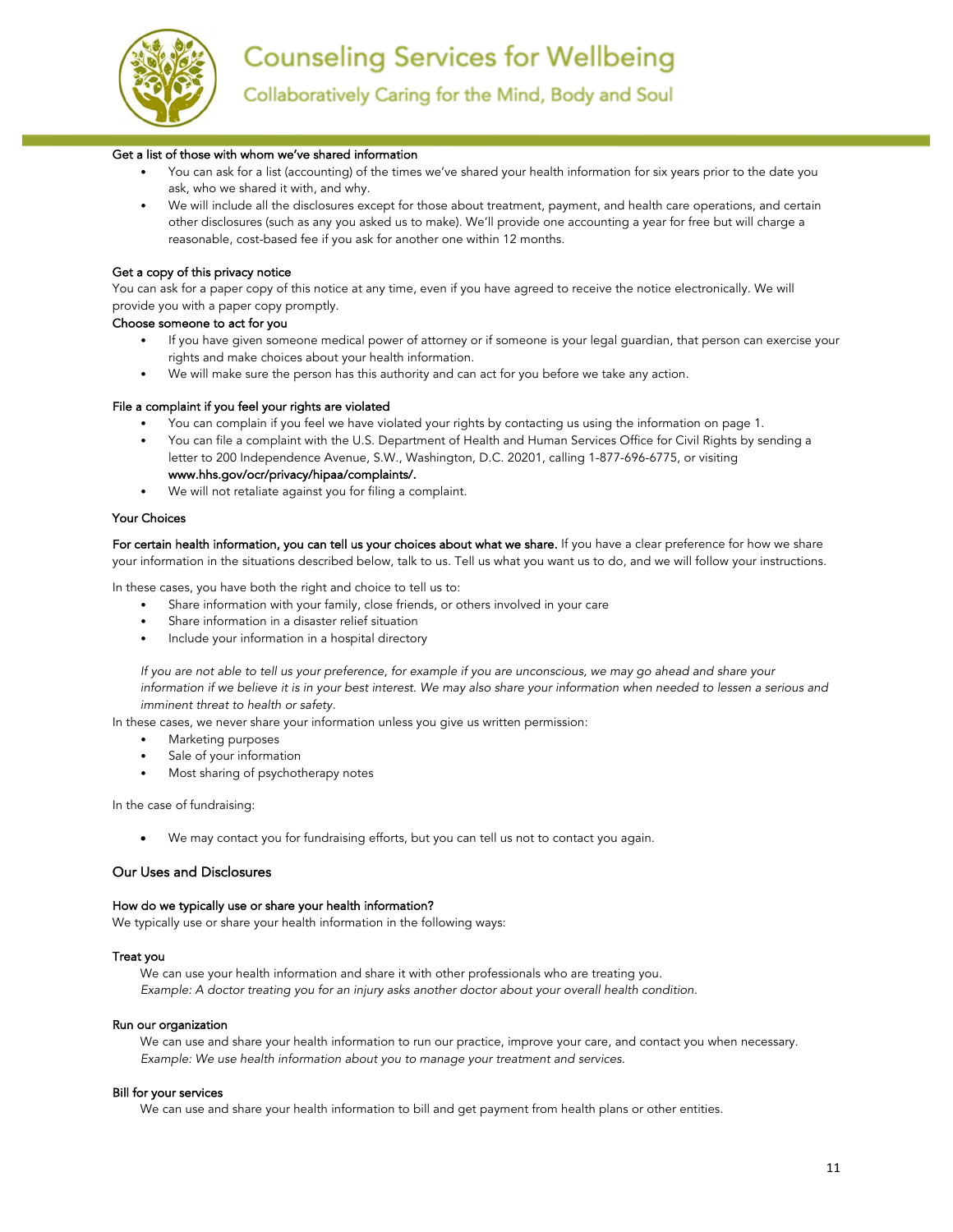### Get a list of those with whom we've shared information

- You can ask for a list (accounting) of the times we've shared your health information for six years prior to the date you ask, who we shared it with, and why.
- We will include all the disclosures except for those about treatment, payment, and health care operations, and certain other disclosures (such as any you asked us to make). We'll provide one accounting a year for free but will charge a reasonable, cost-based fee if you ask for another one within 12 months.

### Get a copy of this privacy notice

You can ask for a paper copy of this notice at any time, even if you have agreed to receive the notice electronically. We will provide you with a paper copy promptly.

### Choose someone to act for you

- If you have given someone medical power of attorney or if someone is your legal guardian, that person can exercise your rights and make choices about your health information.
- We will make sure the person has this authority and can act for you before we take any action.

### File a complaint if you feel your rights are violated

- You can complain if you feel we have violated your rights by contacting us using the information on page 1.
- You can file a complaint with the U.S. Department of Health and Human Services Office for Civil Rights by sending a letter to 200 Independence Avenue, S.W., Washington, D.C. 20201, calling 1-877-696-6775, or visiting **www.hhs.gov/ocr/privacy/hipaa/complaints/.**
- We will not retaliate against you for filing a complaint.

## Your Choices

**For certain health information, you can tell us your choices about what we share.** If you have a clear preference for how we share your information in the situations described below, talk to us. Tell us what you want us to do, and we will follow your instructions.

In these cases, you have both the right and choice to tell us to:

- Share information with your family, close friends, or others involved in your care
- Share information in a disaster relief situation
- Include your information in a hospital directory

*If you are not able to tell us your preference, for example if you are unconscious, we may go ahead and share your information if we believe it is in your best interest. We may also share your information when needed to lessen a serious and imminent threat to health or safety.*

In these cases, we never share your information unless you give us written permission:

- Marketing purposes
- Sale of your information
- Most sharing of psychotherapy notes

In the case of fundraising:

- We may contact you for fundraising efforts, but you can tell us not to contact you again.

## Our Uses and Disclosures

### How do we typically use or share your health information?

We typically use or share your health information in the following ways:

### Treat you

We can use your health information and share it with other professionals who are treating you.
*Example: A doctor treating you for an injury asks another doctor about your overall health condition.*

### Run our organization

We can use and share your health information to run our practice, improve your care, and contact you when necessary.
*Example: We use health information about you to manage your treatment and services.*

### Bill for your services

We can use and share your health information to bill and get payment from health plans or other entities.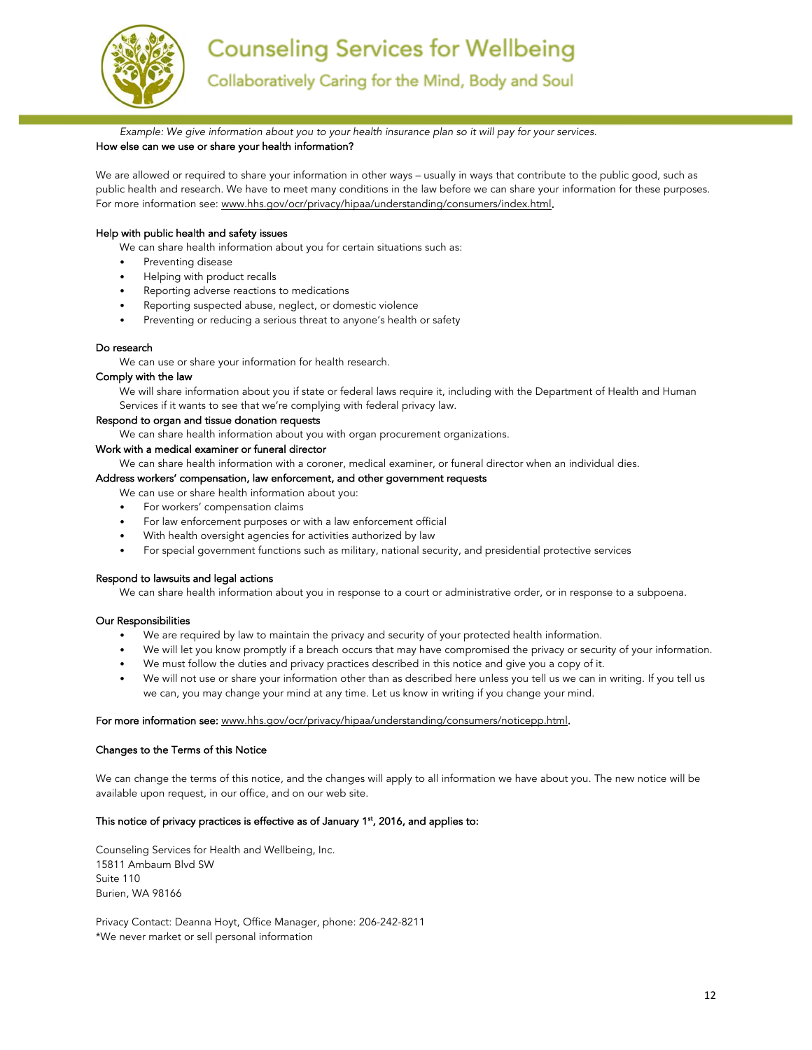*Example: We give information about you to your health insurance plan so it will pay for your services.*

How else can we use or share your health information?

We are allowed or required to share your information in other ways – usually in ways that contribute to the public good, such as public health and research. We have to meet many conditions in the law before we can share your information for these purposes. For more information see: www.hhs.gov/ocr/privacy/hipaa/understanding/consumers/index.html.

Help with public health and safety issues

We can share health information about you for certain situations such as:

- Preventing disease
- Helping with product recalls
- Reporting adverse reactions to medications
- Reporting suspected abuse, neglect, or domestic violence
- Preventing or reducing a serious threat to anyone's health or safety

Do research

We can use or share your information for health research.

Comply with the law

We will share information about you if state or federal laws require it, including with the Department of Health and Human Services if it wants to see that we're complying with federal privacy law.

Respond to organ and tissue donation requests

We can share health information about you with organ procurement organizations.

Work with a medical examiner or funeral director

We can share health information with a coroner, medical examiner, or funeral director when an individual dies.

Address workers' compensation, law enforcement, and other government requests

We can use or share health information about you:

- For workers' compensation claims
- For law enforcement purposes or with a law enforcement official
- With health oversight agencies for activities authorized by law
- For special government functions such as military, national security, and presidential protective services

Respond to lawsuits and legal actions

We can share health information about you in response to a court or administrative order, or in response to a subpoena.

Our Responsibilities

- We are required by law to maintain the privacy and security of your protected health information.
- We will let you know promptly if a breach occurs that may have compromised the privacy or security of your information.
- We must follow the duties and privacy practices described in this notice and give you a copy of it.
- We will not use or share your information other than as described here unless you tell us we can in writing. If you tell us we can, you may change your mind at any time. Let us know in writing if you change your mind.

For more information see: www.hhs.gov/ocr/privacy/hipaa/understanding/consumers/noticepp.html.

Changes to the Terms of this Notice

We can change the terms of this notice, and the changes will apply to all information we have about you. The new notice will be available upon request, in our office, and on our web site.

This notice of privacy practices is effective as of January 1st, 2016, and applies to:

Counseling Services for Health and Wellbeing, Inc.  
15811 Ambaum Blvd SW  
Suite 110  
Burien, WA 98166

Privacy Contact: Deanna Hoyt, Office Manager, phone: 206-242-8211  
*We never market or sell personal information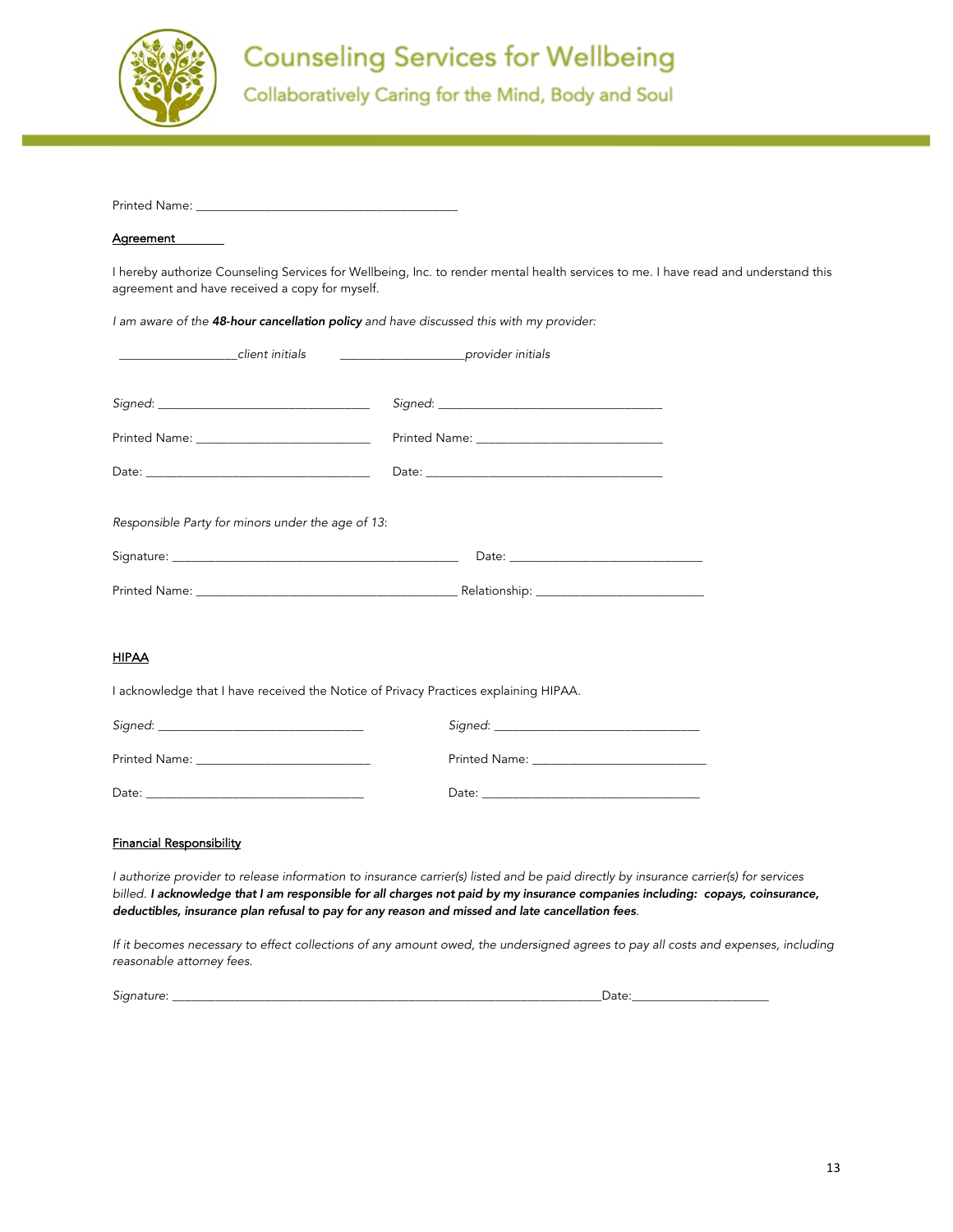Counseling Services for Wellbeing

Collaboratively Caring for the Mind, Body and Soul

Printed Name: ________________________________________

**Agreement**

I hereby authorize Counseling Services for Wellbeing, Inc. to render mental health services to me. I have read and understand this agreement and have received a copy for myself.

*I am aware of the **48-hour cancellation policy** and have discussed this with my provider:*

__________________*client initials* ___________________*provider initials*

*Signed*: ________________________________ *Signed*: __________________________________

Printed Name: __________________________ Printed Name: ____________________________

Date: __________________________________ Date: ____________________________________

*Responsible Party for minors under the age of 13*:

Signature: ____________________________________________ Date: ____________________________

Printed Name: _______________________________________ Relationship: _________________________

**HIPAA**

I acknowledge that I have received the Notice of Privacy Practices explaining HIPAA.

*Signed*: _______________________________ *Signed*: _______________________________

Printed Name: __________________________ Printed Name: __________________________

Date: _________________________________ Date: _________________________________

**Financial Responsibility**

*I authorize provider to release information to insurance carrier(s) listed and be paid directly by insurance carrier(s) for services billed. **I acknowledge that I am responsible for all charges not paid by my insurance companies including: copays, coinsurance, deductibles, insurance plan refusal to pay for any reason and missed and late cancellation fees**.*

*If it becomes necessary to effect collections of any amount owed, the undersigned agrees to pay all costs and expenses, including reasonable attorney fees.*

*Signature*: ___________________________________________________________________Date:____________________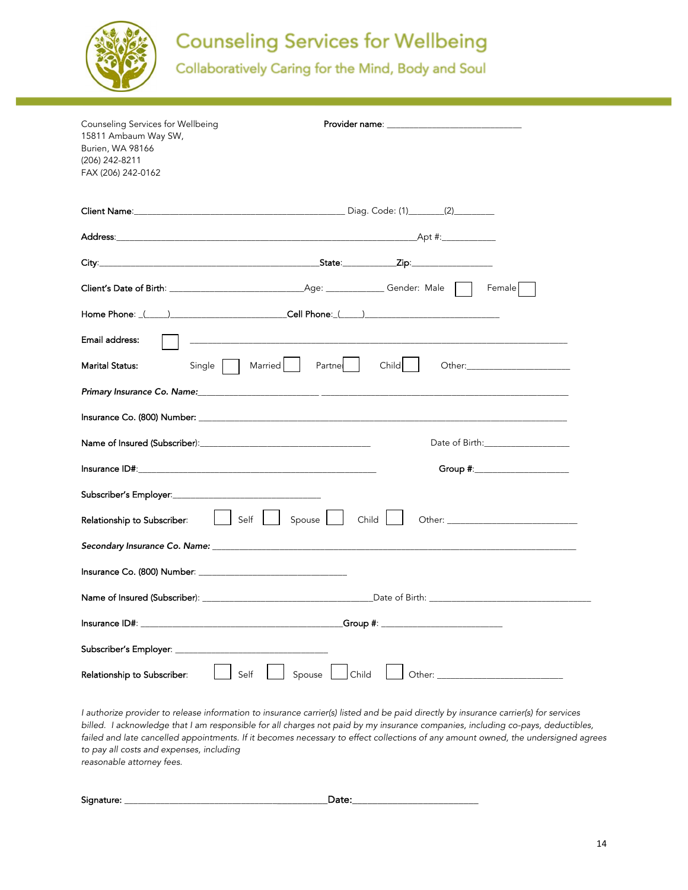# Counseling Services for Wellbeing

## Collaboratively Caring for the Mind, Body and Soul

Counseling Services for Wellbeing
15811 Ambaum Way SW,
Burien, WA 98166
(206) 242-8211
FAX (206) 242-0162

**Provider name**: ____________________________

Client Name:___________________________________________ Diag. Code: (1)_______(2)________

Address:_______________________________________________________________Apt #:___________

City:_____________________________________________State:__________Zip:________________

Client's Date of Birth: ____________________________Age: ____________ Gender: Male ☐ Female ☐

Home Phone: _(____)_______________________Cell Phone:_(____)__________________________

Email address: ☐ ______________________________________________________________________

Marital Status: Single ☐ Married ☐ Partner ☐ Child ☐ Other:_____________________

***Primary Insurance Co. Name:***________________________ ____________________________________________

Insurance Co. (800) Number: _____________________________________________________________

Name of Insured (Subscriber):___________________________________ Date of Birth:_________________

Insurance ID#:__________________________________________________ Group #:___________________

Subscriber's Employer:______________________________

Relationship to Subscriber: ☐ Self ☐ Spouse ☐ Child ☐ Other: ___________________________

***Secondary Insurance Co. Name:*** ______________________________________________________________

Insurance Co. (800) Number: _______________________________

Name of Insured (Subscriber): ___________________________________Date of Birth: _________________________________

Insurance ID#: ___________________________________________Group #: _________________________

Subscriber's Employer: _______________________________

Relationship to Subscriber: ☐ Self ☐ Spouse ☐ Child ☐ Other: __________________________

*I authorize provider to release information to insurance carrier(s) listed and be paid directly by insurance carrier(s) for services billed. I acknowledge that I am responsible for all charges not paid by my insurance companies, including co-pays, deductibles, failed and late cancelled appointments. If it becomes necessary to effect collections of any amount owned, the undersigned agrees to pay all costs and expenses, including reasonable attorney fees.*

Signature: __________________________________________Date:_________________________